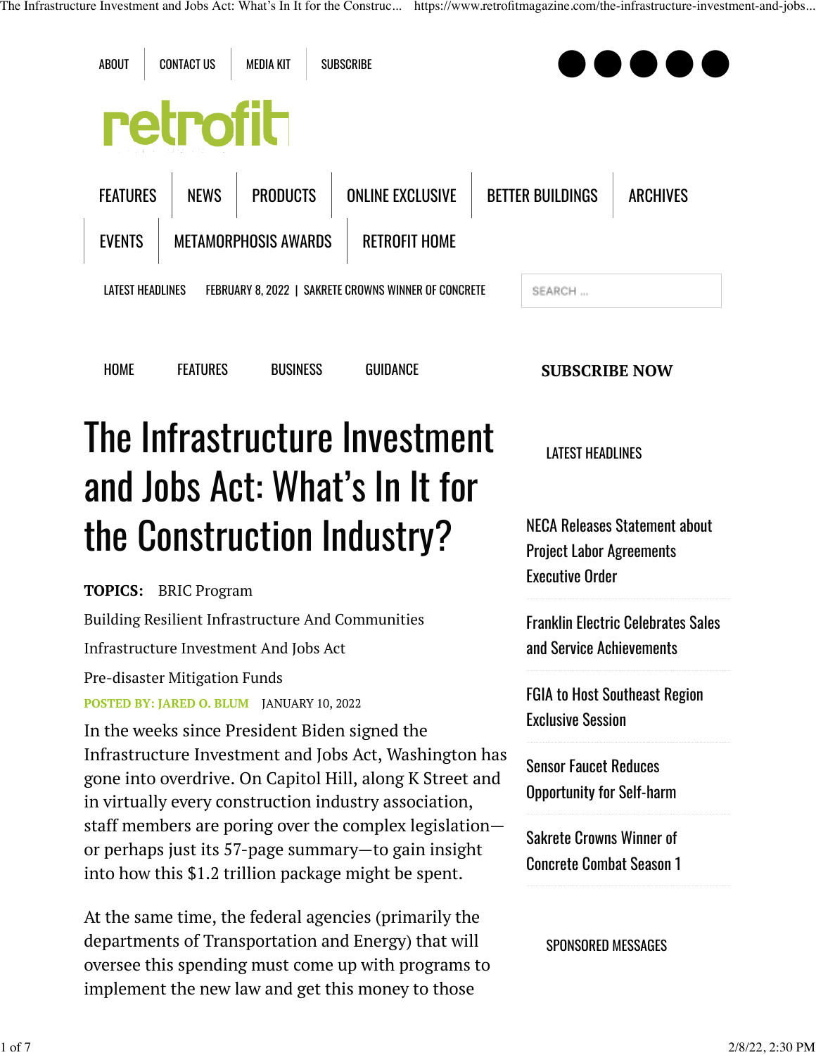ABOUT | CONTACT US | MEDIA KIT | SUBSCRIBE

retrofit

FEATURES | NEWS | PRODUCTS | ONLINE EXCLUSIVE | BETTER BUILDINGS | ARCHIVES | EVENTS | METAMORPHOSIS AWARDS | RETROFIT HOME

LATEST HEADLINES FEBRUARY 8, 2022 | SAKRETE CROWNS WINNER OF CONCRETE

HOME | FEATURES | BUSINESS | GUIDANCE

SUBSCRIBE NOW

# The Infrastructure Investment and Jobs Act: What's In It for the Construction Industry?

**TOPICS:** BRIC Program

Building Resilient Infrastructure And Communities

Infrastructure Investment And Jobs Act

Pre-disaster Mitigation Funds

**POSTED BY: JARED O. BLUM** JANUARY 10, 2022

In the weeks since President Biden signed the Infrastructure Investment and Jobs Act, Washington has gone into overdrive. On Capitol Hill, along K Street and in virtually every construction industry association, staff members are poring over the complex legislation—or perhaps just its 57-page summary—to gain insight into how this $1.2 trillion package might be spent.

At the same time, the federal agencies (primarily the departments of Transportation and Energy) that will oversee this spending must come up with programs to implement the new law and get this money to those

LATEST HEADLINES

NECA Releases Statement about Project Labor Agreements Executive Order

Franklin Electric Celebrates Sales and Service Achievements

FGIA to Host Southeast Region Exclusive Session

Sensor Faucet Reduces Opportunity for Self-harm

Sakrete Crowns Winner of Concrete Combat Season 1

SPONSORED MESSAGES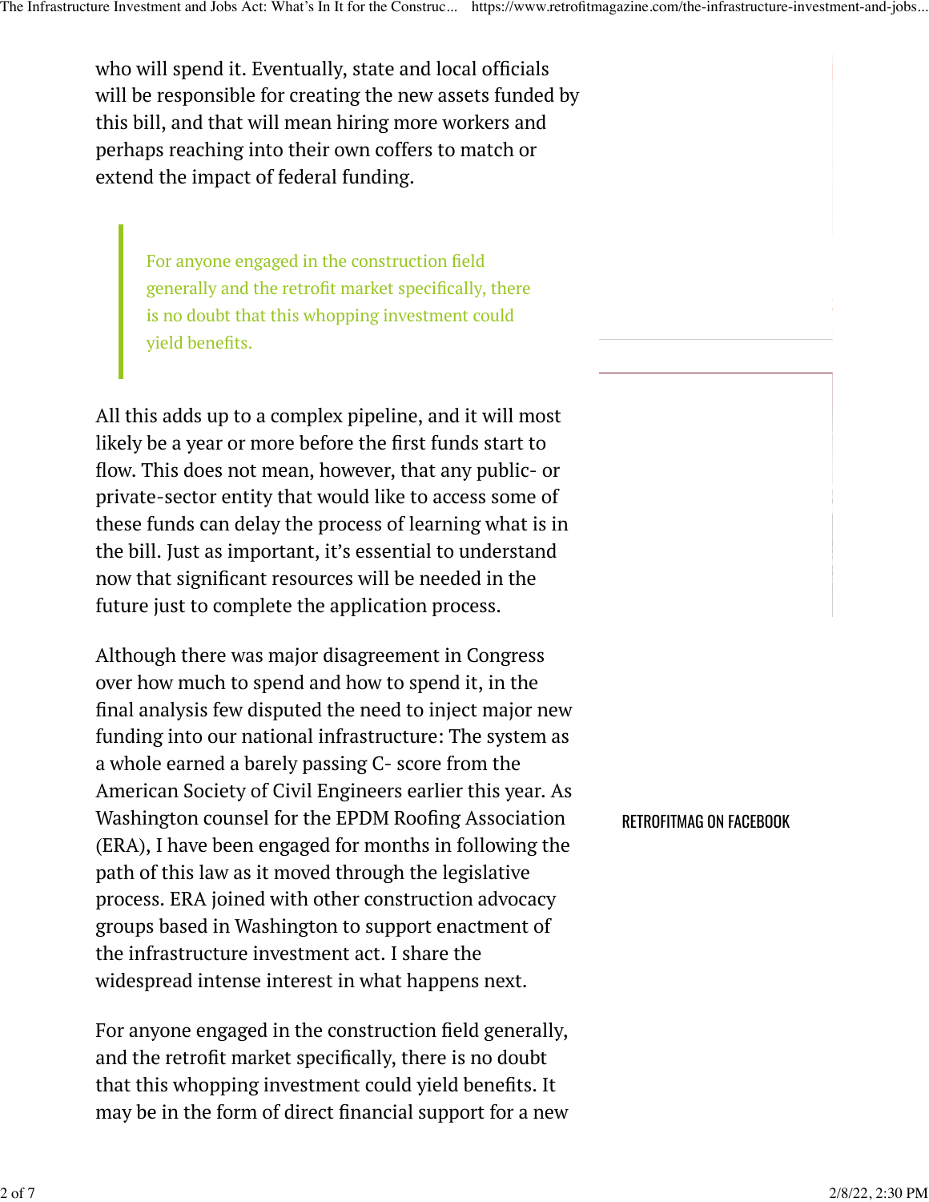who will spend it. Eventually, state and local officials will be responsible for creating the new assets funded by this bill, and that will mean hiring more workers and perhaps reaching into their own coffers to match or extend the impact of federal funding.

> For anyone engaged in the construction field generally and the retrofit market specifically, there is no doubt that this whopping investment could yield benefits.

All this adds up to a complex pipeline, and it will most likely be a year or more before the first funds start to flow. This does not mean, however, that any public- or private-sector entity that would like to access some of these funds can delay the process of learning what is in the bill. Just as important, it's essential to understand now that significant resources will be needed in the future just to complete the application process.

Although there was major disagreement in Congress over how much to spend and how to spend it, in the final analysis few disputed the need to inject major new funding into our national infrastructure: The system as a whole earned a barely passing C- score from the American Society of Civil Engineers earlier this year. As Washington counsel for the EPDM Roofing Association (ERA), I have been engaged for months in following the path of this law as it moved through the legislative process. ERA joined with other construction advocacy groups based in Washington to support enactment of the infrastructure investment act. I share the widespread intense interest in what happens next.

For anyone engaged in the construction field generally, and the retrofit market specifically, there is no doubt that this whopping investment could yield benefits. It may be in the form of direct financial support for a new

RETROFITMAG ON FACEBOOK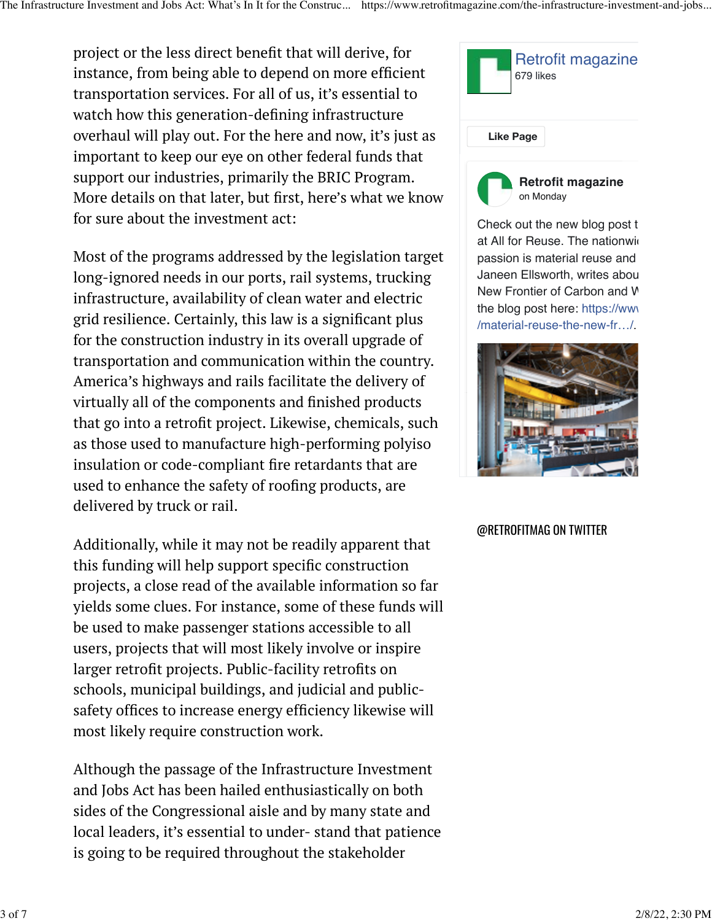project or the less direct benefit that will derive, for instance, from being able to depend on more efficient transportation services. For all of us, it's essential to watch how this generation-defining infrastructure overhaul will play out. For the here and now, it's just as important to keep our eye on other federal funds that support our industries, primarily the BRIC Program. More details on that later, but first, here's what we know for sure about the investment act:

Most of the programs addressed by the legislation target long-ignored needs in our ports, rail systems, trucking infrastructure, availability of clean water and electric grid resilience. Certainly, this law is a significant plus for the construction industry in its overall upgrade of transportation and communication within the country. America's highways and rails facilitate the delivery of virtually all of the components and finished products that go into a retrofit project. Likewise, chemicals, such as those used to manufacture high-performing polyiso insulation or code-compliant fire retardants that are used to enhance the safety of roofing products, are delivered by truck or rail.

Additionally, while it may not be readily apparent that this funding will help support specific construction projects, a close read of the available information so far yields some clues. For instance, some of these funds will be used to make passenger stations accessible to all users, projects that will most likely involve or inspire larger retrofit projects. Public-facility retrofits on schools, municipal buildings, and judicial and public-safety offices to increase energy efficiency likewise will most likely require construction work.

Although the passage of the Infrastructure Investment and Jobs Act has been hailed enthusiastically on both sides of the Congressional aisle and by many state and local leaders, it's essential to under- stand that patience is going to be required throughout the stakeholder

Retrofit magazine
679 likes

Like Page

Retrofit magazine
on Monday

Check out the new blog post t at All for Reuse. The nationwi passion is material reuse and Janeen Ellsworth, writes abou New Frontier of Carbon and W the blog post here: https://www /material-reuse-the-new-fr…/.

@RETROFITMAG ON TWITTER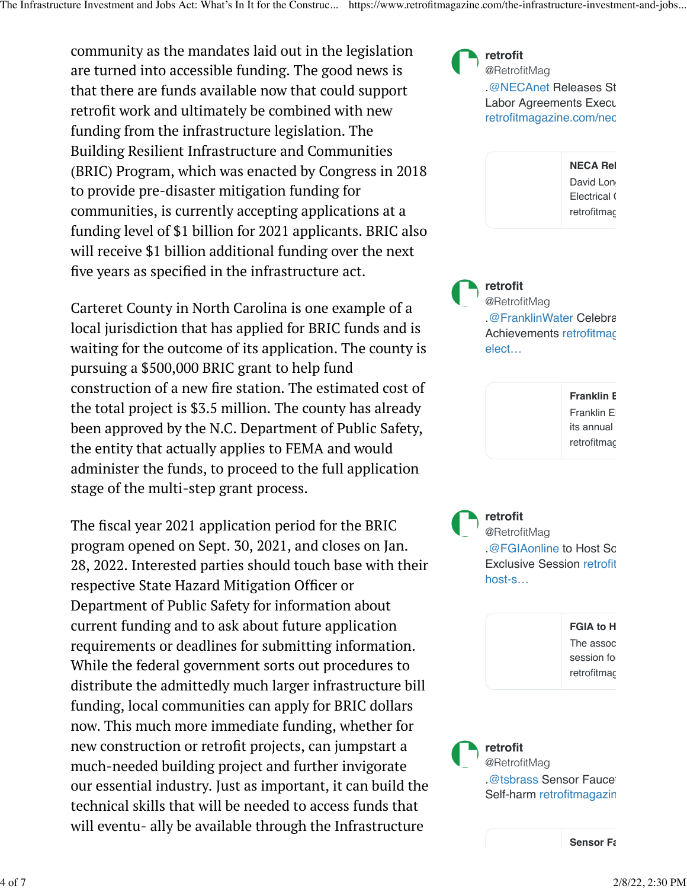community as the mandates laid out in the legislation are turned into accessible funding. The good news is that there are funds available now that could support retrofit work and ultimately be combined with new funding from the infrastructure legislation. The Building Resilient Infrastructure and Communities (BRIC) Program, which was enacted by Congress in 2018 to provide pre-disaster mitigation funding for communities, is currently accepting applications at a funding level of $1 billion for 2021 applicants. BRIC also will receive $1 billion additional funding over the next five years as specified in the infrastructure act.

Carteret County in North Carolina is one example of a local jurisdiction that has applied for BRIC funds and is waiting for the outcome of its application. The county is pursuing a $500,000 BRIC grant to help fund construction of a new fire station. The estimated cost of the total project is $3.5 million. The county has already been approved by the N.C. Department of Public Safety, the entity that actually applies to FEMA and would administer the funds, to proceed to the full application stage of the multi-step grant process.

The fiscal year 2021 application period for the BRIC program opened on Sept. 30, 2021, and closes on Jan. 28, 2022. Interested parties should touch base with their respective State Hazard Mitigation Officer or Department of Public Safety for information about current funding and to ask about future application requirements or deadlines for submitting information. While the federal government sorts out procedures to distribute the admittedly much larger infrastructure bill funding, local communities can apply for BRIC dollars now. This much more immediate funding, whether for new construction or retrofit projects, can jumpstart a much-needed building project and further invigorate our essential industry. Just as important, it can build the technical skills that will be needed to access funds that will eventu- ally be available through the Infrastructure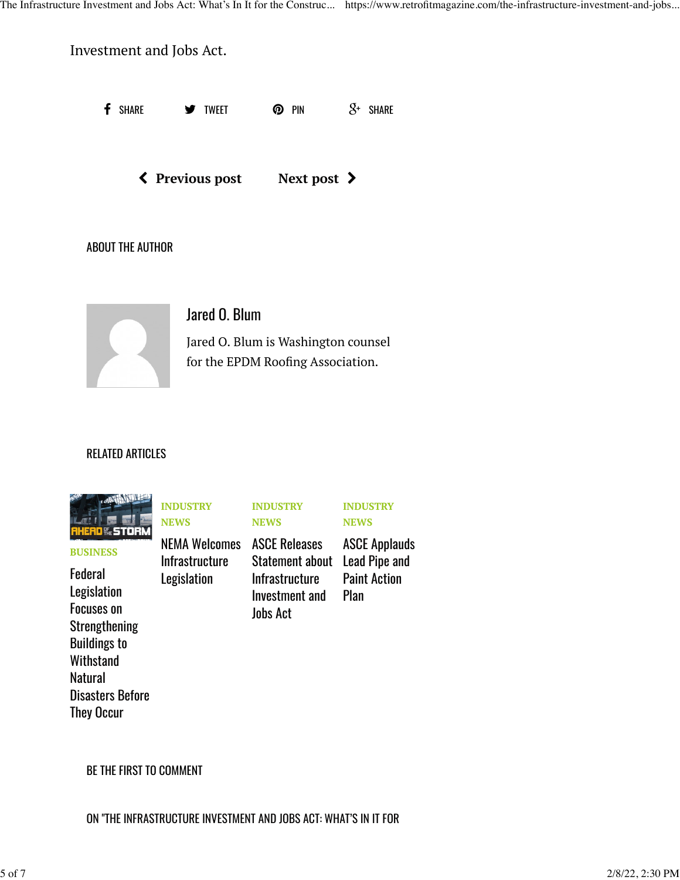Investment and Jobs Act.

SHARE TWEET PIN SHARE

Previous post Next post

## ABOUT THE AUTHOR

### Jared O. Blum

Jared O. Blum is Washington counsel for the EPDM Roofing Association.

## RELATED ARTICLES

BUSINESS

Federal Legislation Focuses on Strengthening Buildings to Withstand Natural Disasters Before They Occur

INDUSTRY NEWS

NEMA Welcomes Infrastructure Legislation

INDUSTRY NEWS

ASCE Releases Statement about Infrastructure Investment and Jobs Act

INDUSTRY NEWS

ASCE Applauds Lead Pipe and Paint Action Plan

## BE THE FIRST TO COMMENT

ON "THE INFRASTRUCTURE INVESTMENT AND JOBS ACT: WHAT'S IN IT FOR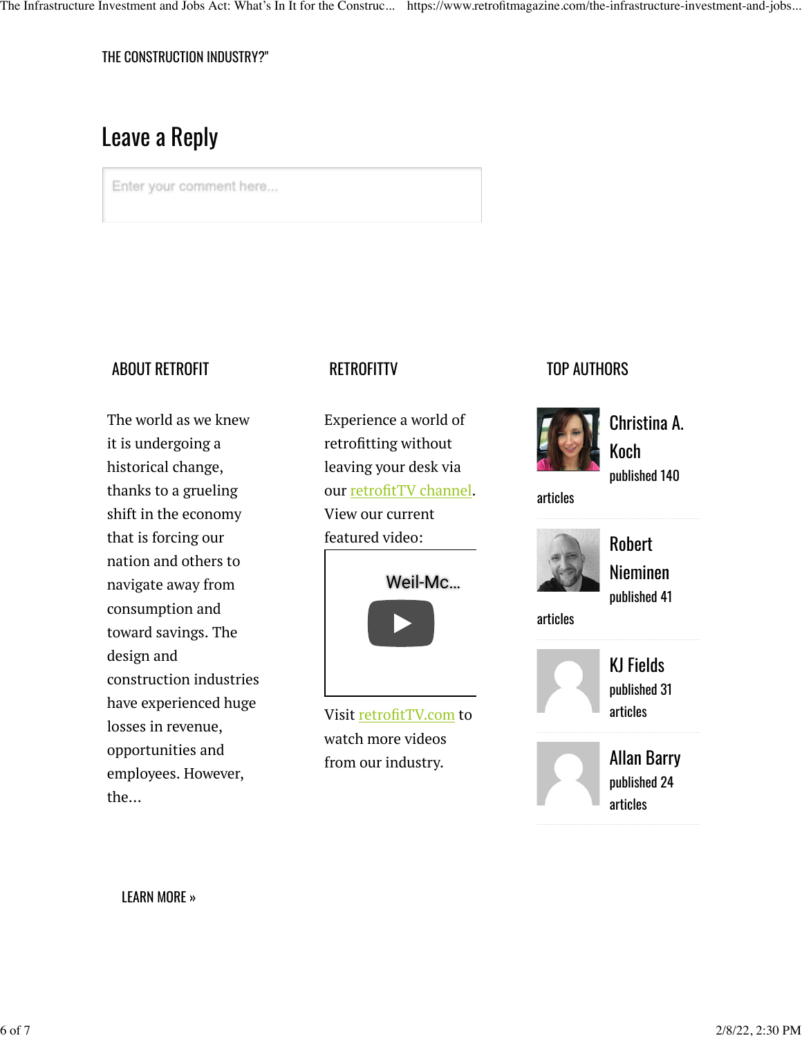THE CONSTRUCTION INDUSTRY?"

## Leave a Reply

Enter your comment here...

### ABOUT RETROFIT

The world as we knew it is undergoing a historical change, thanks to a grueling shift in the economy that is forcing our nation and others to navigate away from consumption and toward savings. The design and construction industries have experienced huge losses in revenue, opportunities and employees. However, the...

LEARN MORE »

### RETROFITTV

Experience a world of retrofitting without leaving your desk via our retrofitTV channel. View our current featured video:

Weil-Mc...

Visit retrofitTV.com to watch more videos from our industry.

### TOP AUTHORS

Christina A. Koch published 140 articles

Robert Nieminen published 41 articles

KJ Fields published 31 articles

Allan Barry published 24 articles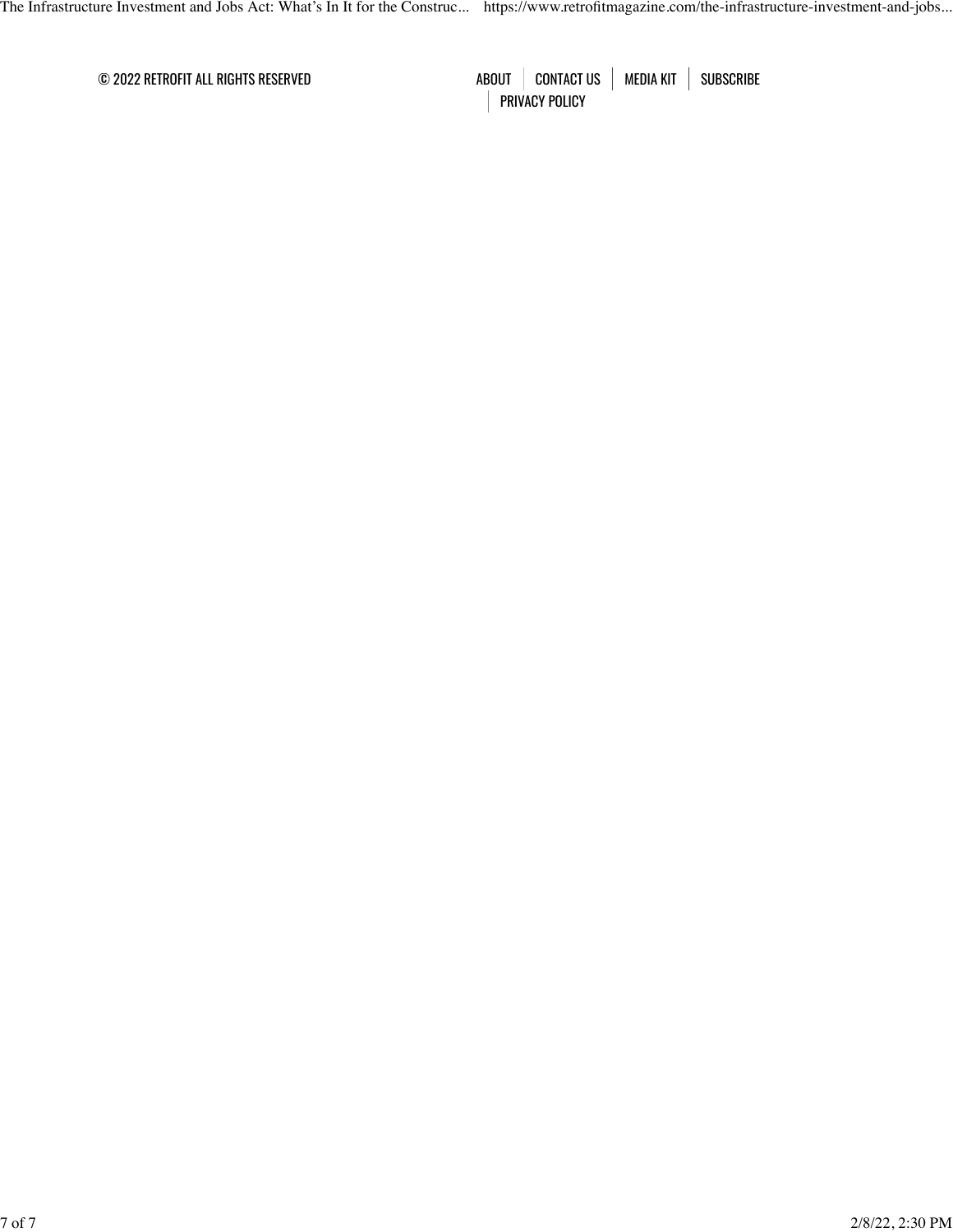© 2022 RETROFIT ALL RIGHTS RESERVED

ABOUT | CONTACT US | MEDIA KIT | SUBSCRIBE | PRIVACY POLICY